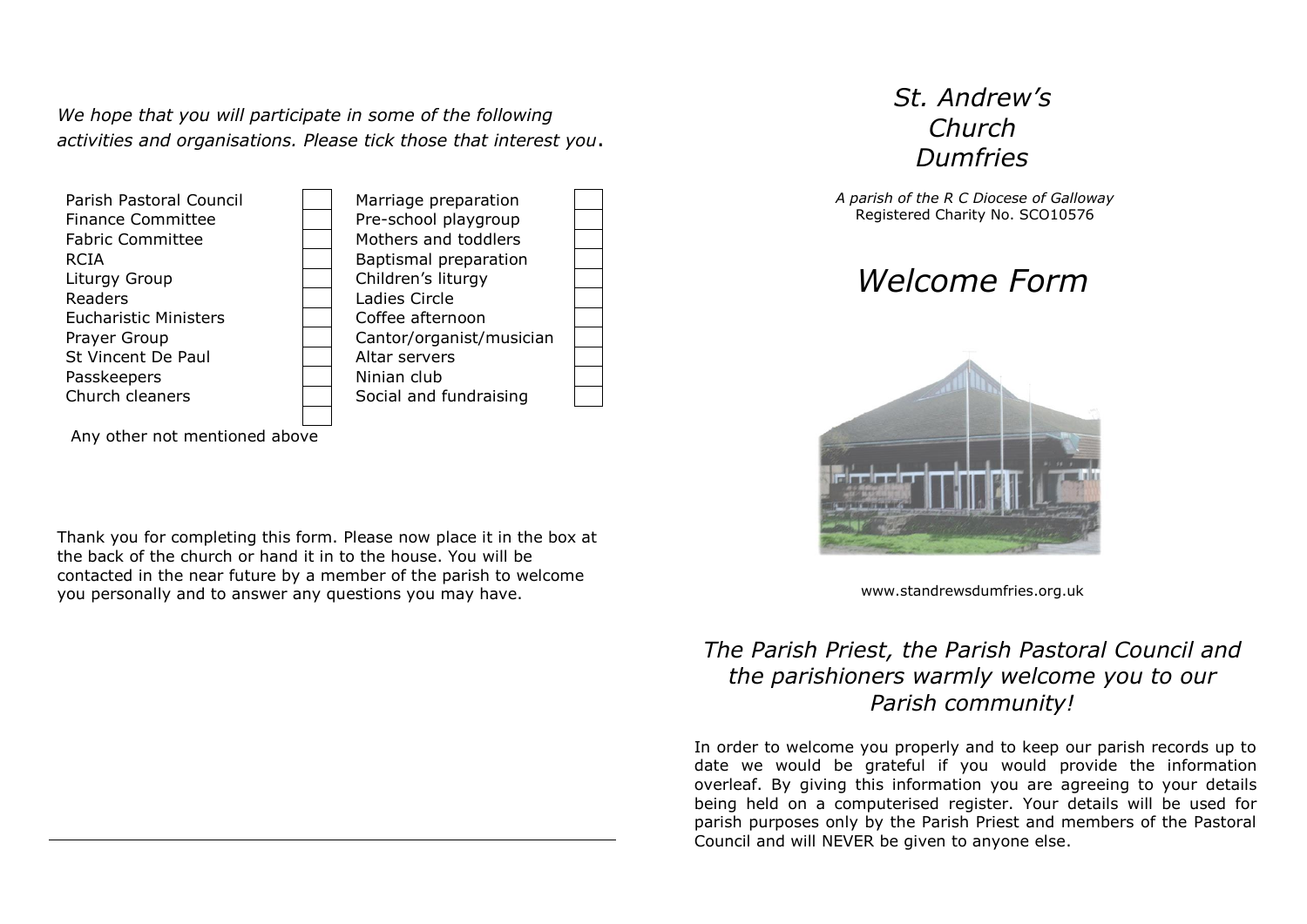*We hope that you will participate in some of the following activities and organisations. Please tick those that interest you*.

| | | | |
|---|---|---|---|
| Parish Pastoral Council | ☐ | Marriage preparation | ☐ |
| Finance Committee | ☐ | Pre-school playgroup | ☐ |
| Fabric Committee | ☐ | Mothers and toddlers | ☐ |
| RCIA | ☐ | Baptismal preparation | ☐ |
| Liturgy Group | ☐ | Children's liturgy | ☐ |
| Readers | ☐ | Ladies Circle | ☐ |
| Eucharistic Ministers | ☐ | Coffee afternoon | ☐ |
| Prayer Group | ☐ | Cantor/organist/musician | ☐ |
| St Vincent De Paul | ☐ | Altar servers | ☐ |
| Passkeepers | ☐ | Ninian club | ☐ |
| Church cleaners | ☐ | Social and fundraising | ☐ |
| | ☐ | | |

Any other not mentioned above

Thank you for completing this form. Please now place it in the box at the back of the church or hand it in to the house. You will be contacted in the near future by a member of the parish to welcome you personally and to answer any questions you may have.

# *St. Andrew's Church Dumfries*

*A parish of the R C Diocese of Galloway*
Registered Charity No. SCO10576

# *Welcome Form*

www.standrewsdumfries.org.uk

## *The Parish Priest, the Parish Pastoral Council and the parishioners warmly welcome you to our Parish community!*

In order to welcome you properly and to keep our parish records up to date we would be grateful if you would provide the information overleaf. By giving this information you are agreeing to your details being held on a computerised register. Your details will be used for parish purposes only by the Parish Priest and members of the Pastoral Council and will NEVER be given to anyone else.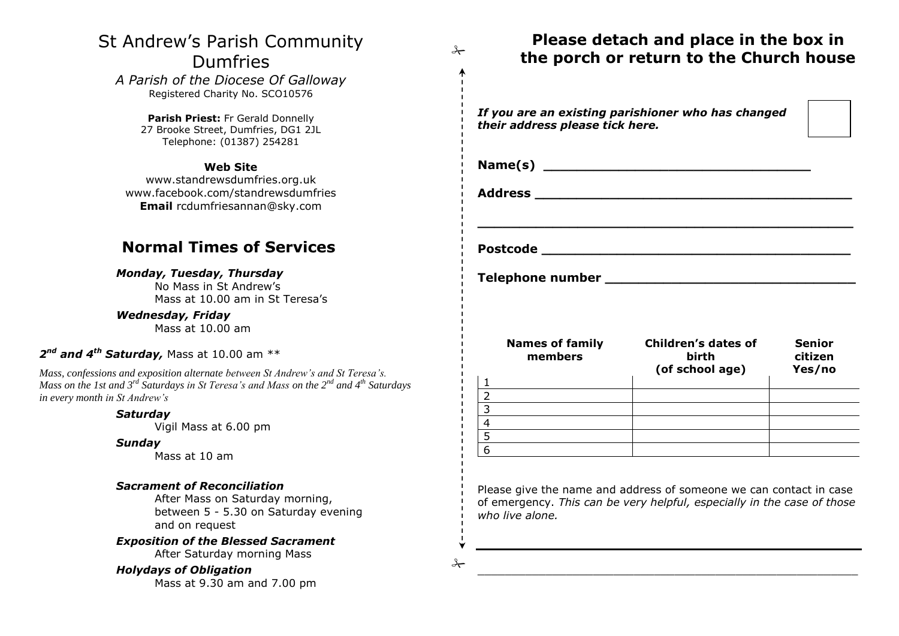# St Andrew’s Parish Community Dumfries

*A Parish of the Diocese Of Galloway*

Registered Charity No. SCO10576

**Parish Priest:** Fr Gerald Donnelly
27 Brooke Street, Dumfries, DG1 2JL
Telephone: (01387) 254281

**Web Site**
www.standrewsdumfries.org.uk
www.facebook.com/standrewsdumfries
**Email** rcdumfriesannan@sky.com

## Normal Times of Services

***Monday, Tuesday, Thursday***
No Mass in St Andrew’s
Mass at 10.00 am in St Teresa’s

***Wednesday, Friday***
Mass at 10.00 am

***2nd and 4th Saturday,*** Mass at 10.00 am **

*Mass, confessions and exposition alternate between St Andrew’s and St Teresa’s. Mass on the 1st and 3rd Saturdays in St Teresa’s and Mass on the 2nd and 4th Saturdays in every month in St Andrew’s*

***Saturday***
Vigil Mass at 6.00 pm

***Sunday***
Mass at 10 am

***Sacrament of Reconciliation***
After Mass on Saturday morning, between 5 - 5.30 on Saturday evening and on request

***Exposition of the Blessed Sacrament***
After Saturday morning Mass

***Holydays of Obligation***
Mass at 9.30 am and 7.00 pm

## Please detach and place in the box in the porch or return to the Church house

***If you are an existing parishioner who has changed their address please tick here.*** ☐

**Name(s)** ______________________________

**Address** ______________________________

______________________________

**Postcode** ______________________________

**Telephone number** ______________________________

| Names of family members | Children’s dates of birth (of school age) | Senior citizen Yes/no |
|---|---|---|
| 1 | | |
| 2 | | |
| 3 | | |
| 4 | | |
| 5 | | |
| 6 | | |

Please give the name and address of someone we can contact in case of emergency. *This can be very helpful, especially in the case of those who live alone.*

______________________________

______________________________